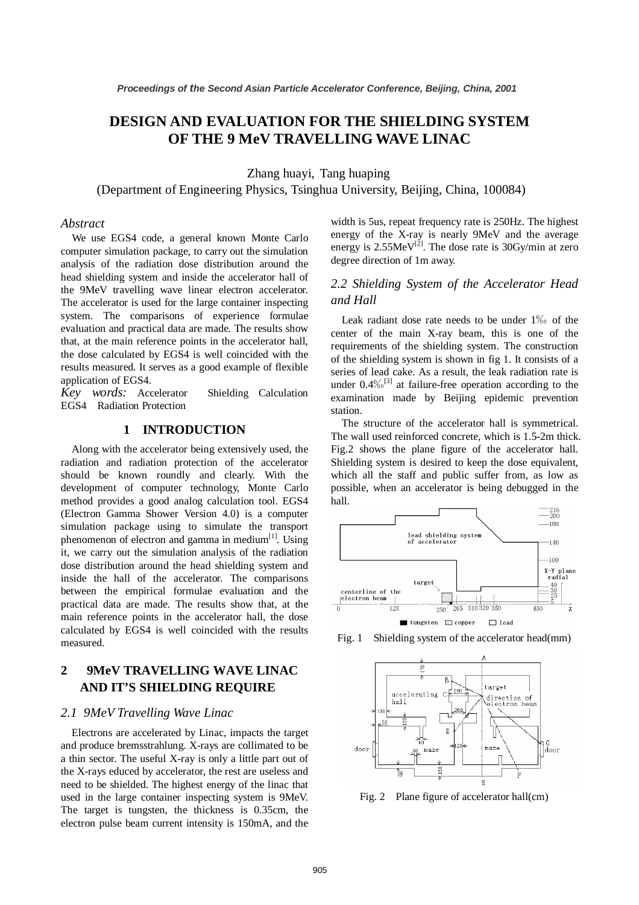# DESIGN AND EVALUATION FOR THE SHIELDING SYSTEM OF THE 9 MeV TRAVELLING WAVE LINAC

Zhang huayi, Tang huaping

(Department of Engineering Physics, Tsinghua University, Beijing, China, 100084)

### *Abstract*

We use EGS4 code, a general known Monte Carlo computer simulation package, to carry out the simulation analysis of the radiation dose distribution around the head shielding system and inside the accelerator hall of the 9MeV travelling wave linear electron accelerator. The accelerator is used for the large container inspecting system. The comparisons of experience formulae evaluation and practical data are made. The results show that, at the main reference points in the accelerator hall, the dose calculated by EGS4 is well coincided with the results measured. It serves as a good example of flexible application of EGS4.

*Key words:* Accelerator Shielding Calculation EGS4 Radiation Protection

## 1 INTRODUCTION

Along with the accelerator being extensively used, the radiation and radiation protection of the accelerator should be known roundly and clearly. With the development of computer technology, Monte Carlo method provides a good analog calculation tool. EGS4 (Electron Gamma Shower Version 4.0) is a computer simulation package using to simulate the transport phenomenon of electron and gamma in medium[1]. Using it, we carry out the simulation analysis of the radiation dose distribution around the head shielding system and inside the hall of the accelerator. The comparisons between the empirical formulae evaluation and the practical data are made. The results show that, at the main reference points in the accelerator hall, the dose calculated by EGS4 is well coincided with the results measured.

## 2 9MeV TRAVELLING WAVE LINAC AND IT'S SHIELDING REQUIRE

### *2.1 9MeV Travelling Wave Linac*

Electrons are accelerated by Linac, impacts the target and produce bremsstrahlung. X-rays are collimated to be a thin sector. The useful X-ray is only a little part out of the X-rays educed by accelerator, the rest are useless and need to be shielded. The highest energy of the linac that used in the large container inspecting system is 9MeV. The target is tungsten, the thickness is 0.35cm, the electron pulse beam current intensity is 150mA, and the width is 5us, repeat frequency rate is 250Hz. The highest energy of the X-ray is nearly 9MeV and the average energy is 2.55MeV[2]. The dose rate is 30Gy/min at zero degree direction of 1m away.

### *2.2 Shielding System of the Accelerator Head and Hall*

Leak radiant dose rate needs to be under 1‰ of the center of the main X-ray beam, this is one of the requirements of the shielding system. The construction of the shielding system is shown in fig 1. It consists of a series of lead cake. As a result, the leak radiation rate is under 0.4‰[3] at failure-free operation according to the examination made by Beijing epidemic prevention station.

The structure of the accelerator hall is symmetrical. The wall used reinforced concrete, which is 1.5-2m thick. Fig.2 shows the plane figure of the accelerator hall. Shielding system is desired to keep the dose equivalent, which all the staff and public suffer from, as low as possible, when an accelerator is being debugged in the hall.

Fig. 1 Shielding system of the accelerator head(mm)

Fig. 2 Plane figure of accelerator hall(cm)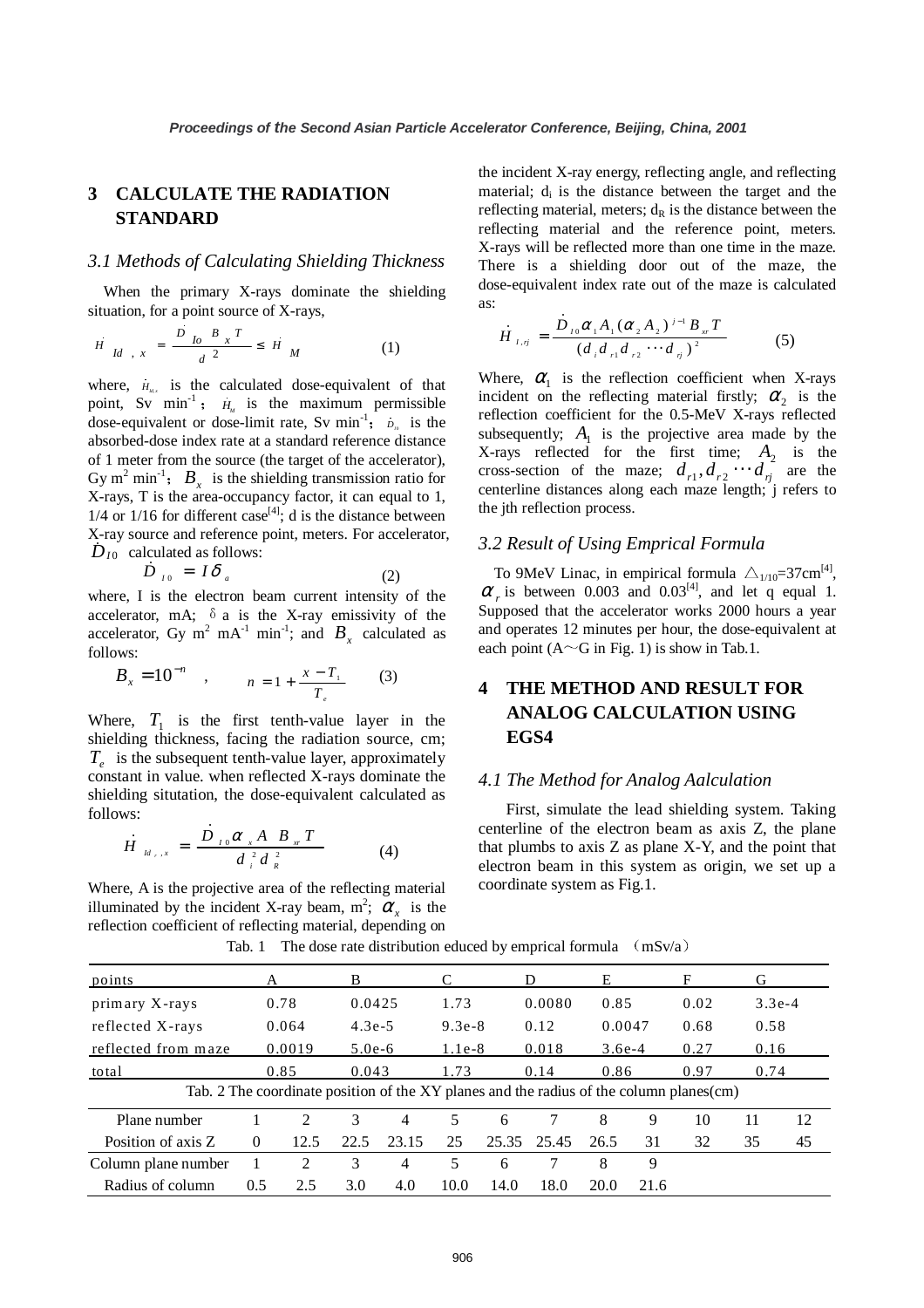## 3 CALCULATE THE RADIATION STANDARD

### 3.1 Methods of Calculating Shielding Thickness

When the primary X-rays dominate the shielding situation, for a point source of X-rays,

$$\dot{H}_{Id,x} = \frac{\dot{D}_{Io} B_x T}{d^2} \le \dot{H}_M \tag{1}$$

where, $\dot{H}_{Id,x}$ is the calculated dose-equivalent of that point, Sv min$^{-1}$; $\dot{H}_M$ is the maximum permissible dose-equivalent or dose-limit rate, Sv min$^{-1}$; $\dot{D}_{Io}$ is the absorbed-dose index rate at a standard reference distance of 1 meter from the source (the target of the accelerator), Gy m$^2$ min$^{-1}$; $B_x$ is the shielding transmission ratio for X-rays, T is the area-occupancy factor, it can equal to 1, 1/4 or 1/16 for different case[4]; d is the distance between X-ray source and reference point, meters. For accelerator, $\dot{D}_{I0}$ calculated as follows:

$$\dot{D}_{I0} = I\delta_a \tag{2}$$

where, I is the electron beam current intensity of the accelerator, mA; $\delta_a$ is the X-ray emissivity of the accelerator, Gy m$^2$ mA$^{-1}$ min$^{-1}$; and $B_x$ calculated as follows:

$$B_x = 10^{-n} \quad , \qquad n = 1 + \frac{x - T_1}{T_e} \tag{3}$$

Where, $T_1$ is the first tenth-value layer in the shielding thickness, facing the radiation source, cm; $T_e$ is the subsequent tenth-value layer, approximately constant in value. when reflected X-rays dominate the shielding situtation, the dose-equivalent calculated as follows:

$$\dot{H}_{Id_r,x} = \frac{\dot{D}_{I0}\alpha_x A B_{xr} T}{d_i^2 d_R^2} \tag{4}$$

Where, A is the projective area of the reflecting material illuminated by the incident X-ray beam, m$^2$; $\alpha_x$ is the reflection coefficient of reflecting material, depending on the incident X-ray energy, reflecting angle, and reflecting material; $d_i$ is the distance between the target and the reflecting material, meters; $d_R$ is the distance between the reflecting material and the reference point, meters. X-rays will be reflected more than one time in the maze. There is a shielding door out of the maze, the dose-equivalent index rate out of the maze is calculated as:

$$\dot{H}_{I,rj} = \frac{\dot{D}_{I0}\alpha_1 A_1 (\alpha_2 A_2)^{j-1} B_{xr} T}{(d_i d_{r1} d_{r2} \cdots d_{rj})^2} \tag{5}$$

Where, $\alpha_1$ is the reflection coefficient when X-rays incident on the reflecting material firstly; $\alpha_2$ is the reflection coefficient for the 0.5-MeV X-rays reflected subsequently; $A_1$ is the projective area made by the X-rays reflected for the first time; $A_2$ is the cross-section of the maze; $d_{r1}, d_{r2} \cdots d_{rj}$ are the centerline distances along each maze length; j refers to the jth reflection process.

### 3.2 Result of Using Emprical Formula

To 9MeV Linac, in empirical formula $\triangle_{1/10}$=37cm[4], $\alpha_r$ is between 0.003 and 0.03[4], and let q equal 1. Supposed that the accelerator works 2000 hours a year and operates 12 minutes per hour, the dose-equivalent at each point (A～G in Fig. 1) is show in Tab.1.

## 4 THE METHOD AND RESULT FOR ANALOG CALCULATION USING EGS4

### 4.1 The Method for Analog Aalculation

First, simulate the lead shielding system. Taking centerline of the electron beam as axis Z, the plane that plumbs to axis Z as plane X-Y, and the point that electron beam in this system as origin, we set up a coordinate system as Fig.1.

Tab. 1 The dose rate distribution educed by emprical formula （mSv/a）

| points | A | B | C | D | E | F | G |
|---|---|---|---|---|---|---|---|
| primary X-rays | 0.78 | 0.0425 | 1.73 | 0.0080 | 0.85 | 0.02 | 3.3e-4 |
| reflected X-rays | 0.064 | 4.3e-5 | 9.3e-8 | 0.12 | 0.0047 | 0.68 | 0.58 |
| reflected from maze | 0.0019 | 5.0e-6 | 1.1e-8 | 0.018 | 3.6e-4 | 0.27 | 0.16 |
| total | 0.85 | 0.043 | 1.73 | 0.14 | 0.86 | 0.97 | 0.74 |

Tab. 2 The coordinate position of the XY planes and the radius of the column planes(cm)

| Plane number | 1 | 2 | 3 | 4 | 5 | 6 | 7 | 8 | 9 | 10 | 11 | 12 |
|---|---|---|---|---|---|---|---|---|---|---|---|---|
| Position of axis Z | 0 | 12.5 | 22.5 | 23.15 | 25 | 25.35 | 25.45 | 26.5 | 31 | 32 | 35 | 45 |
| Column plane number | 1 | 2 | 3 | 4 | 5 | 6 | 7 | 8 | 9 | | | |
| Radius of column | 0.5 | 2.5 | 3.0 | 4.0 | 10.0 | 14.0 | 18.0 | 20.0 | 21.6 | | | |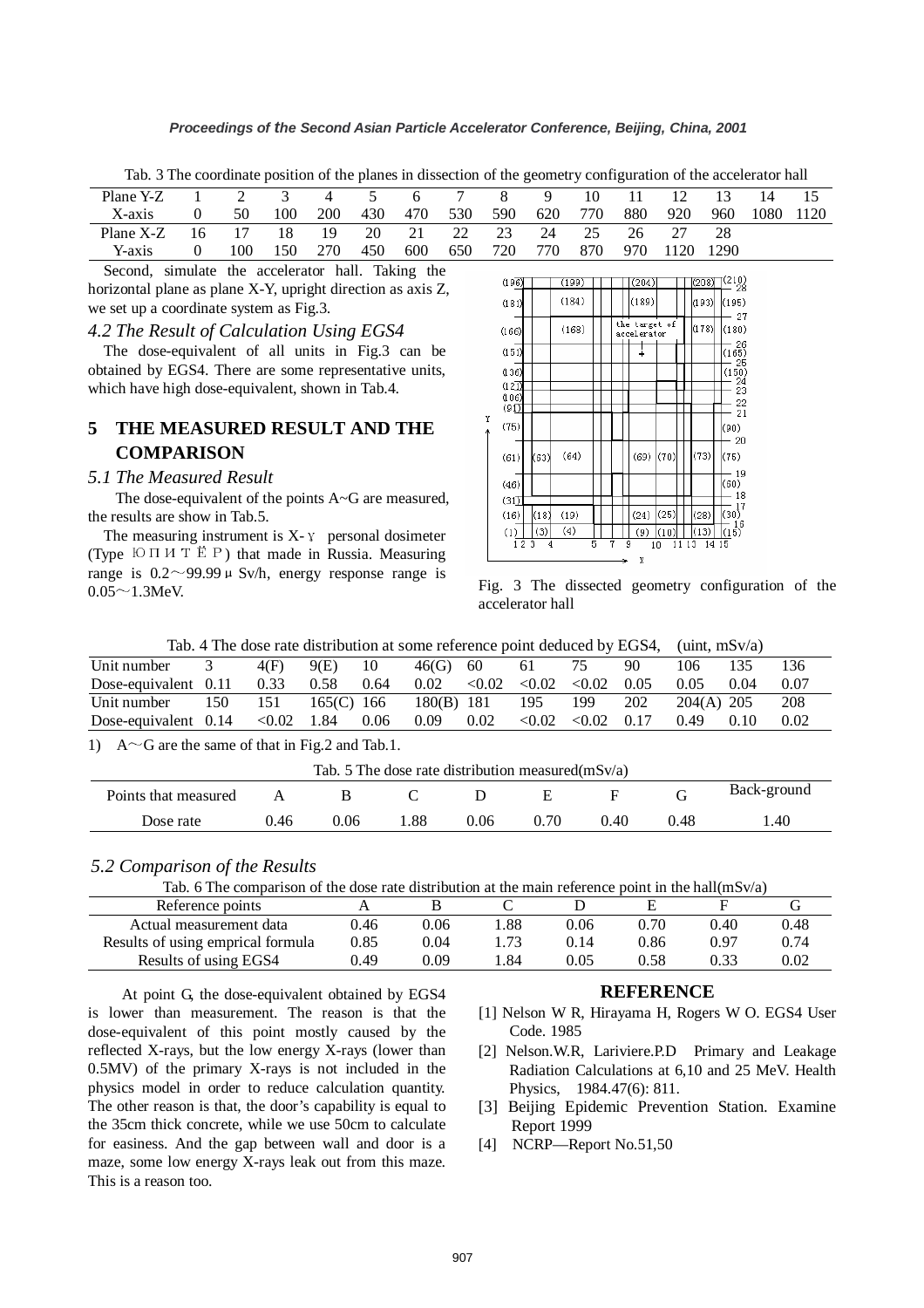Tab. 3 The coordinate position of the planes in dissection of the geometry configuration of the accelerator hall

| | | | | | | | | | | | | | | | |
|---|---|---|---|---|---|---|---|---|---|---|---|---|---|---|---|
| Plane Y-Z | 1 | 2 | 3 | 4 | 5 | 6 | 7 | 8 | 9 | 10 | 11 | 12 | 13 | 14 | 15 |
| X-axis | 0 | 50 | 100 | 200 | 430 | 470 | 530 | 590 | 620 | 770 | 880 | 920 | 960 | 1080 | 1120 |
| Plane X-Z | 16 | 17 | 18 | 19 | 20 | 21 | 22 | 23 | 24 | 25 | 26 | 27 | 28 | | |
| Y-axis | 0 | 100 | 150 | 270 | 450 | 600 | 650 | 720 | 770 | 870 | 970 | 1120 | 1290 | | |

Second, simulate the accelerator hall. Taking the horizontal plane as plane X-Y, upright direction as axis Z, we set up a coordinate system as Fig.3.

### *4.2 The Result of Calculation Using EGS4*

The dose-equivalent of all units in Fig.3 can be obtained by EGS4. There are some representative units, which have high dose-equivalent, shown in Tab.4.

## 5 THE MEASURED RESULT AND THE COMPARISON

### *5.1 The Measured Result*

The dose-equivalent of the points A~G are measured, the results are show in Tab.5.

The measuring instrument is X-γ personal dosimeter (Type ЮПИТЁР) that made in Russia. Measuring range is 0.2～99.99μSv/h, energy response range is 0.05～1.3MeV.

(196) (199) (204) (208) (210) 28
(181) (184) (189) (193) (195) 27
(166) (168) the target of accelerator (178) (180) 26
(151) (165) 25
(136) (150) 24
(121) 23
(106) 22
(91) 21
Y
(75) (90) 20
(61) (63) (64) (69) (70) (73) (75) 19
(46) (60) 18
(31) 17
(16) (18) (19) (24) (25) (28) (30) 16
(1) (3) (4) (9) (10) (13) (15)
1 2 3 4 5 6 7 8 9 10 11 12 13 14 15
X

Fig. 3 The dissected geometry configuration of the accelerator hall

Tab. 4 The dose rate distribution at some reference point deduced by EGS4, (uint, mSv/a)

| | | | | | | | | | | | | |
|---|---|---|---|---|---|---|---|---|---|---|---|---|
| Unit number | 3 | 4(F) | 9(E) | 10 | 46(G) | 60 | 61 | 75 | 90 | 106 | 135 | 136 |
| Dose-equivalent | 0.11 | 0.33 | 0.58 | 0.64 | 0.02 | <0.02 | <0.02 | <0.02 | 0.05 | 0.05 | 0.04 | 0.07 |
| Unit number | 150 | 151 | 165(C) | 166 | 180(B) | 181 | 195 | 199 | 202 | 204(A) | 205 | 208 |
| Dose-equivalent | 0.14 | <0.02 | 1.84 | 0.06 | 0.09 | 0.02 | <0.02 | <0.02 | 0.17 | 0.49 | 0.10 | 0.02 |

1) A～G are the same of that in Fig.2 and Tab.1.

Tab. 5 The dose rate distribution measured(mSv/a)

| Points that measured | A | B | C | D | E | F | G | Back-ground |
|---|---|---|---|---|---|---|---|---|
| Dose rate | 0.46 | 0.06 | 1.88 | 0.06 | 0.70 | 0.40 | 0.48 | 1.40 |

### *5.2 Comparison of the Results*

Tab. 6 The comparison of the dose rate distribution at the main reference point in the hall(mSv/a)

| Reference points | A | B | C | D | E | F | G |
|---|---|---|---|---|---|---|---|
| Actual measurement data | 0.46 | 0.06 | 1.88 | 0.06 | 0.70 | 0.40 | 0.48 |
| Results of using emprical formula | 0.85 | 0.04 | 1.73 | 0.14 | 0.86 | 0.97 | 0.74 |
| Results of using EGS4 | 0.49 | 0.09 | 1.84 | 0.05 | 0.58 | 0.33 | 0.02 |

At point G, the dose-equivalent obtained by EGS4 is lower than measurement. The reason is that the dose-equivalent of this point mostly caused by the reflected X-rays, but the low energy X-rays (lower than 0.5MV) of the primary X-rays is not included in the physics model in order to reduce calculation quantity. The other reason is that, the door's capability is equal to the 35cm thick concrete, while we use 50cm to calculate for easiness. And the gap between wall and door is a maze, some low energy X-rays leak out from this maze. This is a reason too.

## REFERENCE

[1] Nelson W R, Hirayama H, Rogers W O. EGS4 User Code. 1985

[2] Nelson.W.R, Lariviere.P.D Primary and Leakage Radiation Calculations at 6,10 and 25 MeV. Health Physics, 1984.47(6): 811.

[3] Beijing Epidemic Prevention Station. Examine Report 1999

[4] NCRP—Report No.51,50